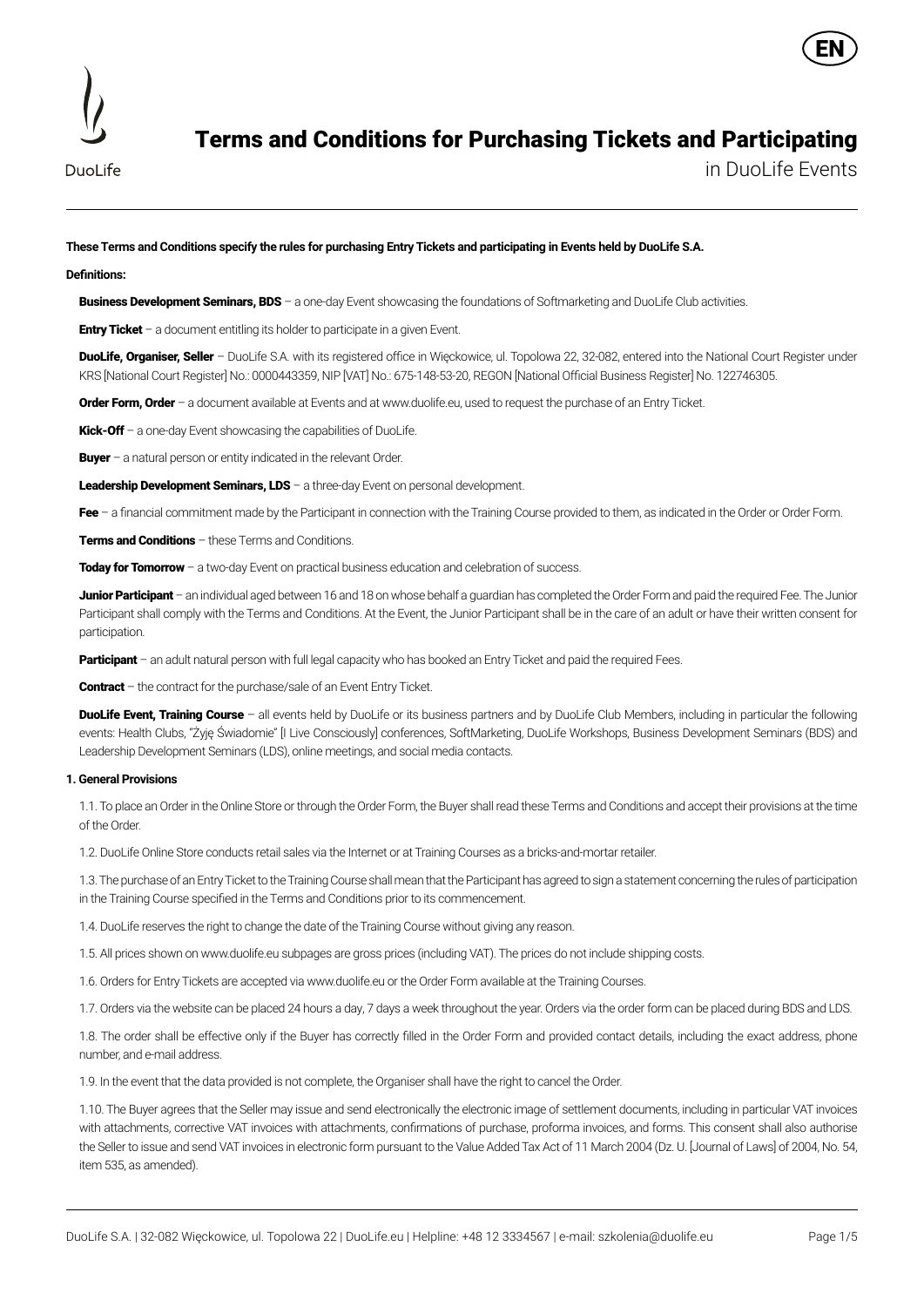# Terms and Conditions for Purchasing Tickets and Participating

in DuoLife Events

**These Terms and Conditions specify the rules for purchasing Entry Tickets and participating in Events held by DuoLife S.A.**

**Definitions:**

**Business Development Seminars, BDS** – a one-day Event showcasing the foundations of Softmarketing and DuoLife Club activities.

**Entry Ticket** – a document entitling its holder to participate in a given Event.

**DuoLife, Organiser, Seller** – DuoLife S.A. with its registered office in Więckowice, ul. Topolowa 22, 32-082, entered into the National Court Register under KRS [National Court Register] No.: 0000443359, NIP [VAT] No.: 675-148-53-20, REGON [National Official Business Register] No. 122746305.

**Order Form, Order** – a document available at Events and at www.duolife.eu, used to request the purchase of an Entry Ticket.

**Kick-Off** – a one-day Event showcasing the capabilities of DuoLife.

**Buyer** – a natural person or entity indicated in the relevant Order.

**Leadership Development Seminars, LDS** – a three-day Event on personal development.

**Fee** – a financial commitment made by the Participant in connection with the Training Course provided to them, as indicated in the Order or Order Form.

**Terms and Conditions** – these Terms and Conditions.

**Today for Tomorrow** – a two-day Event on practical business education and celebration of success.

**Junior Participant** – an individual aged between 16 and 18 on whose behalf a guardian has completed the Order Form and paid the required Fee. The Junior Participant shall comply with the Terms and Conditions. At the Event, the Junior Participant shall be in the care of an adult or have their written consent for participation.

**Participant** – an adult natural person with full legal capacity who has booked an Entry Ticket and paid the required Fees.

**Contract** – the contract for the purchase/sale of an Event Entry Ticket.

**DuoLife Event, Training Course** – all events held by DuoLife or its business partners and by DuoLife Club Members, including in particular the following events: Health Clubs, "Żyję Świadomie" [I Live Consciously] conferences, SoftMarketing, DuoLife Workshops, Business Development Seminars (BDS) and Leadership Development Seminars (LDS), online meetings, and social media contacts.

## 1. General Provisions

1.1. To place an Order in the Online Store or through the Order Form, the Buyer shall read these Terms and Conditions and accept their provisions at the time of the Order.

1.2. DuoLife Online Store conducts retail sales via the Internet or at Training Courses as a bricks-and-mortar retailer.

1.3. The purchase of an Entry Ticket to the Training Course shall mean that the Participant has agreed to sign a statement concerning the rules of participation in the Training Course specified in the Terms and Conditions prior to its commencement.

1.4. DuoLife reserves the right to change the date of the Training Course without giving any reason.

1.5. All prices shown on www.duolife.eu subpages are gross prices (including VAT). The prices do not include shipping costs.

1.6. Orders for Entry Tickets are accepted via www.duolife.eu or the Order Form available at the Training Courses.

1.7. Orders via the website can be placed 24 hours a day, 7 days a week throughout the year. Orders via the order form can be placed during BDS and LDS.

1.8. The order shall be effective only if the Buyer has correctly filled in the Order Form and provided contact details, including the exact address, phone number, and e-mail address.

1.9. In the event that the data provided is not complete, the Organiser shall have the right to cancel the Order.

1.10. The Buyer agrees that the Seller may issue and send electronically the electronic image of settlement documents, including in particular VAT invoices with attachments, corrective VAT invoices with attachments, confirmations of purchase, proforma invoices, and forms. This consent shall also authorise the Seller to issue and send VAT invoices in electronic form pursuant to the Value Added Tax Act of 11 March 2004 (Dz. U. [Journal of Laws] of 2004, No. 54, item 535, as amended).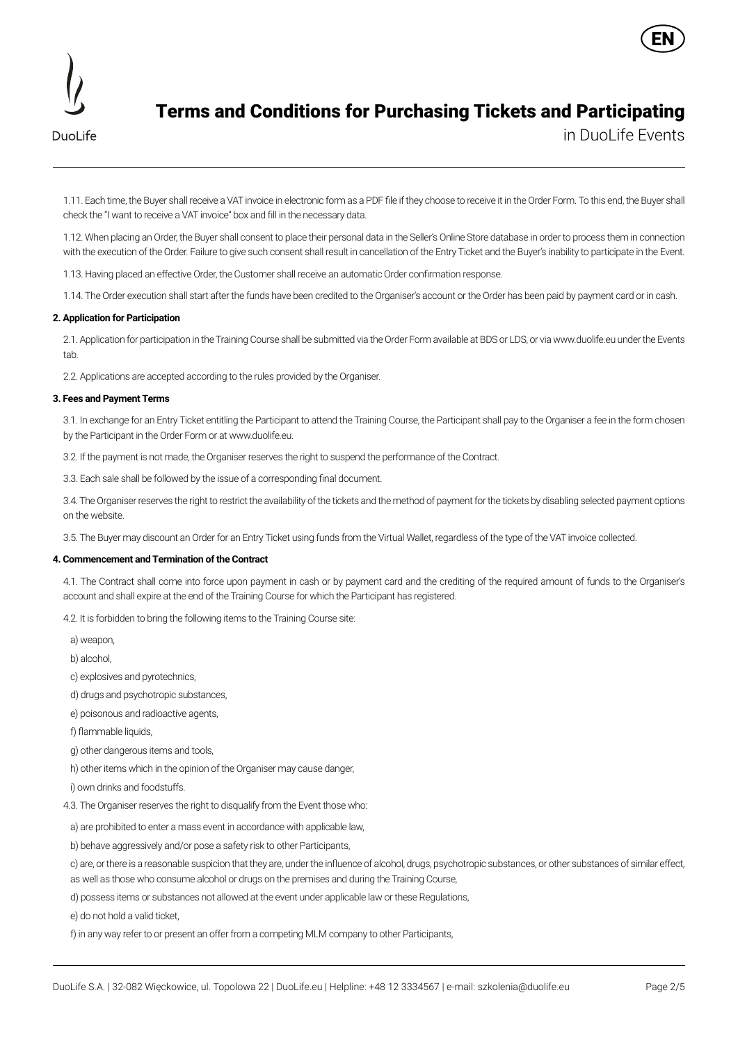1.11. Each time, the Buyer shall receive a VAT invoice in electronic form as a PDF file if they choose to receive it in the Order Form. To this end, the Buyer shall check the "I want to receive a VAT invoice" box and fill in the necessary data.

1.12. When placing an Order, the Buyer shall consent to place their personal data in the Seller's Online Store database in order to process them in connection with the execution of the Order. Failure to give such consent shall result in cancellation of the Entry Ticket and the Buyer's inability to participate in the Event.

1.13. Having placed an effective Order, the Customer shall receive an automatic Order confirmation response.

1.14. The Order execution shall start after the funds have been credited to the Organiser's account or the Order has been paid by payment card or in cash.

**2. Application for Participation**

2.1. Application for participation in the Training Course shall be submitted via the Order Form available at BDS or LDS, or via www.duolife.eu under the Events tab.

2.2. Applications are accepted according to the rules provided by the Organiser.

**3. Fees and Payment Terms**

3.1. In exchange for an Entry Ticket entitling the Participant to attend the Training Course, the Participant shall pay to the Organiser a fee in the form chosen by the Participant in the Order Form or at www.duolife.eu.

3.2. If the payment is not made, the Organiser reserves the right to suspend the performance of the Contract.

3.3. Each sale shall be followed by the issue of a corresponding final document.

3.4. The Organiser reserves the right to restrict the availability of the tickets and the method of payment for the tickets by disabling selected payment options on the website.

3.5. The Buyer may discount an Order for an Entry Ticket using funds from the Virtual Wallet, regardless of the type of the VAT invoice collected.

**4. Commencement and Termination of the Contract**

4.1. The Contract shall come into force upon payment in cash or by payment card and the crediting of the required amount of funds to the Organiser's account and shall expire at the end of the Training Course for which the Participant has registered.

4.2. It is forbidden to bring the following items to the Training Course site:

a) weapon,

b) alcohol,

c) explosives and pyrotechnics,

d) drugs and psychotropic substances,

e) poisonous and radioactive agents,

f) flammable liquids,

g) other dangerous items and tools,

h) other items which in the opinion of the Organiser may cause danger,

i) own drinks and foodstuffs.

4.3. The Organiser reserves the right to disqualify from the Event those who:

a) are prohibited to enter a mass event in accordance with applicable law,

b) behave aggressively and/or pose a safety risk to other Participants,

c) are, or there is a reasonable suspicion that they are, under the influence of alcohol, drugs, psychotropic substances, or other substances of similar effect, as well as those who consume alcohol or drugs on the premises and during the Training Course,

d) possess items or substances not allowed at the event under applicable law or these Regulations,

e) do not hold a valid ticket,

f) in any way refer to or present an offer from a competing MLM company to other Participants,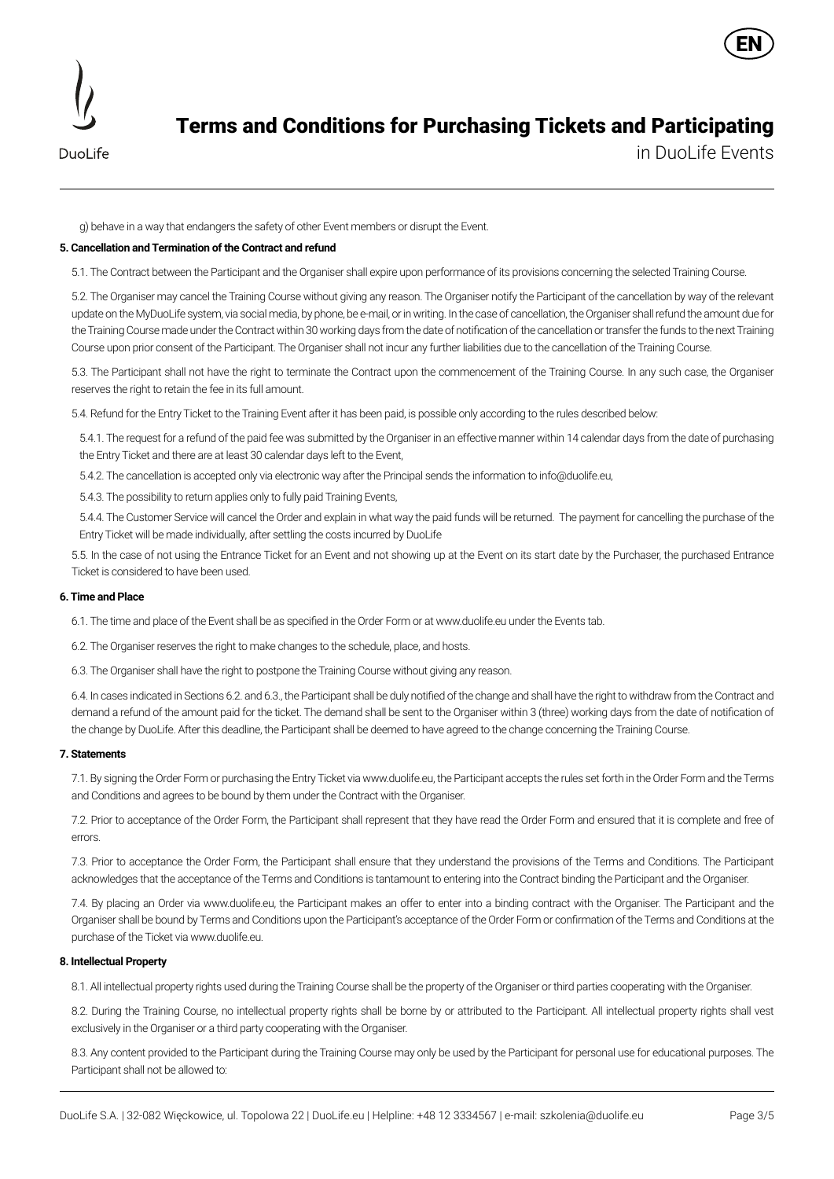g) behave in a way that endangers the safety of other Event members or disrupt the Event.

**5. Cancellation and Termination of the Contract and refund**

5.1. The Contract between the Participant and the Organiser shall expire upon performance of its provisions concerning the selected Training Course.

5.2. The Organiser may cancel the Training Course without giving any reason. The Organiser notify the Participant of the cancellation by way of the relevant update on the MyDuoLife system, via social media, by phone, be e-mail, or in writing. In the case of cancellation, the Organiser shall refund the amount due for the Training Course made under the Contract within 30 working days from the date of notification of the cancellation or transfer the funds to the next Training Course upon prior consent of the Participant. The Organiser shall not incur any further liabilities due to the cancellation of the Training Course.

5.3. The Participant shall not have the right to terminate the Contract upon the commencement of the Training Course. In any such case, the Organiser reserves the right to retain the fee in its full amount.

5.4. Refund for the Entry Ticket to the Training Event after it has been paid, is possible only according to the rules described below:

5.4.1. The request for a refund of the paid fee was submitted by the Organiser in an effective manner within 14 calendar days from the date of purchasing the Entry Ticket and there are at least 30 calendar days left to the Event,

5.4.2. The cancellation is accepted only via electronic way after the Principal sends the information to info@duolife.eu,

5.4.3. The possibility to return applies only to fully paid Training Events,

5.4.4. The Customer Service will cancel the Order and explain in what way the paid funds will be returned. The payment for cancelling the purchase of the Entry Ticket will be made individually, after settling the costs incurred by DuoLife

5.5. In the case of not using the Entrance Ticket for an Event and not showing up at the Event on its start date by the Purchaser, the purchased Entrance Ticket is considered to have been used.

**6. Time and Place**

6.1. The time and place of the Event shall be as specified in the Order Form or at www.duolife.eu under the Events tab.

6.2. The Organiser reserves the right to make changes to the schedule, place, and hosts.

6.3. The Organiser shall have the right to postpone the Training Course without giving any reason.

6.4. In cases indicated in Sections 6.2. and 6.3., the Participant shall be duly notified of the change and shall have the right to withdraw from the Contract and demand a refund of the amount paid for the ticket. The demand shall be sent to the Organiser within 3 (three) working days from the date of notification of the change by DuoLife. After this deadline, the Participant shall be deemed to have agreed to the change concerning the Training Course.

**7. Statements**

7.1. By signing the Order Form or purchasing the Entry Ticket via www.duolife.eu, the Participant accepts the rules set forth in the Order Form and the Terms and Conditions and agrees to be bound by them under the Contract with the Organiser.

7.2. Prior to acceptance of the Order Form, the Participant shall represent that they have read the Order Form and ensured that it is complete and free of errors.

7.3. Prior to acceptance the Order Form, the Participant shall ensure that they understand the provisions of the Terms and Conditions. The Participant acknowledges that the acceptance of the Terms and Conditions is tantamount to entering into the Contract binding the Participant and the Organiser.

7.4. By placing an Order via www.duolife.eu, the Participant makes an offer to enter into a binding contract with the Organiser. The Participant and the Organiser shall be bound by Terms and Conditions upon the Participant's acceptance of the Order Form or confirmation of the Terms and Conditions at the purchase of the Ticket via www.duolife.eu.

**8. Intellectual Property**

8.1. All intellectual property rights used during the Training Course shall be the property of the Organiser or third parties cooperating with the Organiser.

8.2. During the Training Course, no intellectual property rights shall be borne by or attributed to the Participant. All intellectual property rights shall vest exclusively in the Organiser or a third party cooperating with the Organiser.

8.3. Any content provided to the Participant during the Training Course may only be used by the Participant for personal use for educational purposes. The Participant shall not be allowed to: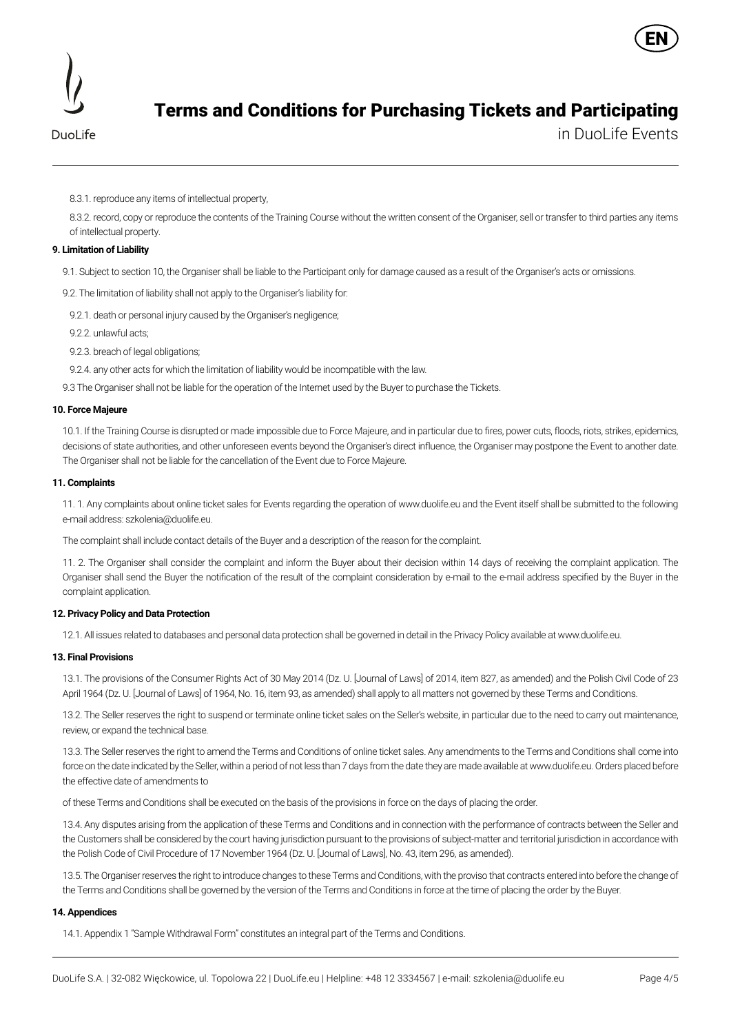8.3.1. reproduce any items of intellectual property,

8.3.2. record, copy or reproduce the contents of the Training Course without the written consent of the Organiser, sell or transfer to third parties any items of intellectual property.

**9. Limitation of Liability**

9.1. Subject to section 10, the Organiser shall be liable to the Participant only for damage caused as a result of the Organiser's acts or omissions.

9.2. The limitation of liability shall not apply to the Organiser's liability for:

9.2.1. death or personal injury caused by the Organiser's negligence;

9.2.2. unlawful acts;

9.2.3. breach of legal obligations;

9.2.4. any other acts for which the limitation of liability would be incompatible with the law.

9.3 The Organiser shall not be liable for the operation of the Internet used by the Buyer to purchase the Tickets.

**10. Force Majeure**

10.1. If the Training Course is disrupted or made impossible due to Force Majeure, and in particular due to fires, power cuts, floods, riots, strikes, epidemics, decisions of state authorities, and other unforeseen events beyond the Organiser's direct influence, the Organiser may postpone the Event to another date. The Organiser shall not be liable for the cancellation of the Event due to Force Majeure.

**11. Complaints**

11. 1. Any complaints about online ticket sales for Events regarding the operation of www.duolife.eu and the Event itself shall be submitted to the following e-mail address: szkolenia@duolife.eu.

The complaint shall include contact details of the Buyer and a description of the reason for the complaint.

11. 2. The Organiser shall consider the complaint and inform the Buyer about their decision within 14 days of receiving the complaint application. The Organiser shall send the Buyer the notification of the result of the complaint consideration by e-mail to the e-mail address specified by the Buyer in the complaint application.

**12. Privacy Policy and Data Protection**

12.1. All issues related to databases and personal data protection shall be governed in detail in the Privacy Policy available at www.duolife.eu.

**13. Final Provisions**

13.1. The provisions of the Consumer Rights Act of 30 May 2014 (Dz. U. [Journal of Laws] of 2014, item 827, as amended) and the Polish Civil Code of 23 April 1964 (Dz. U. [Journal of Laws] of 1964, No. 16, item 93, as amended) shall apply to all matters not governed by these Terms and Conditions.

13.2. The Seller reserves the right to suspend or terminate online ticket sales on the Seller's website, in particular due to the need to carry out maintenance, review, or expand the technical base.

13.3. The Seller reserves the right to amend the Terms and Conditions of online ticket sales. Any amendments to the Terms and Conditions shall come into force on the date indicated by the Seller, within a period of not less than 7 days from the date they are made available at www.duolife.eu. Orders placed before the effective date of amendments to

of these Terms and Conditions shall be executed on the basis of the provisions in force on the days of placing the order.

13.4. Any disputes arising from the application of these Terms and Conditions and in connection with the performance of contracts between the Seller and the Customers shall be considered by the court having jurisdiction pursuant to the provisions of subject-matter and territorial jurisdiction in accordance with the Polish Code of Civil Procedure of 17 November 1964 (Dz. U. [Journal of Laws], No. 43, item 296, as amended).

13.5. The Organiser reserves the right to introduce changes to these Terms and Conditions, with the proviso that contracts entered into before the change of the Terms and Conditions shall be governed by the version of the Terms and Conditions in force at the time of placing the order by the Buyer.

**14. Appendices**

14.1. Appendix 1 "Sample Withdrawal Form" constitutes an integral part of the Terms and Conditions.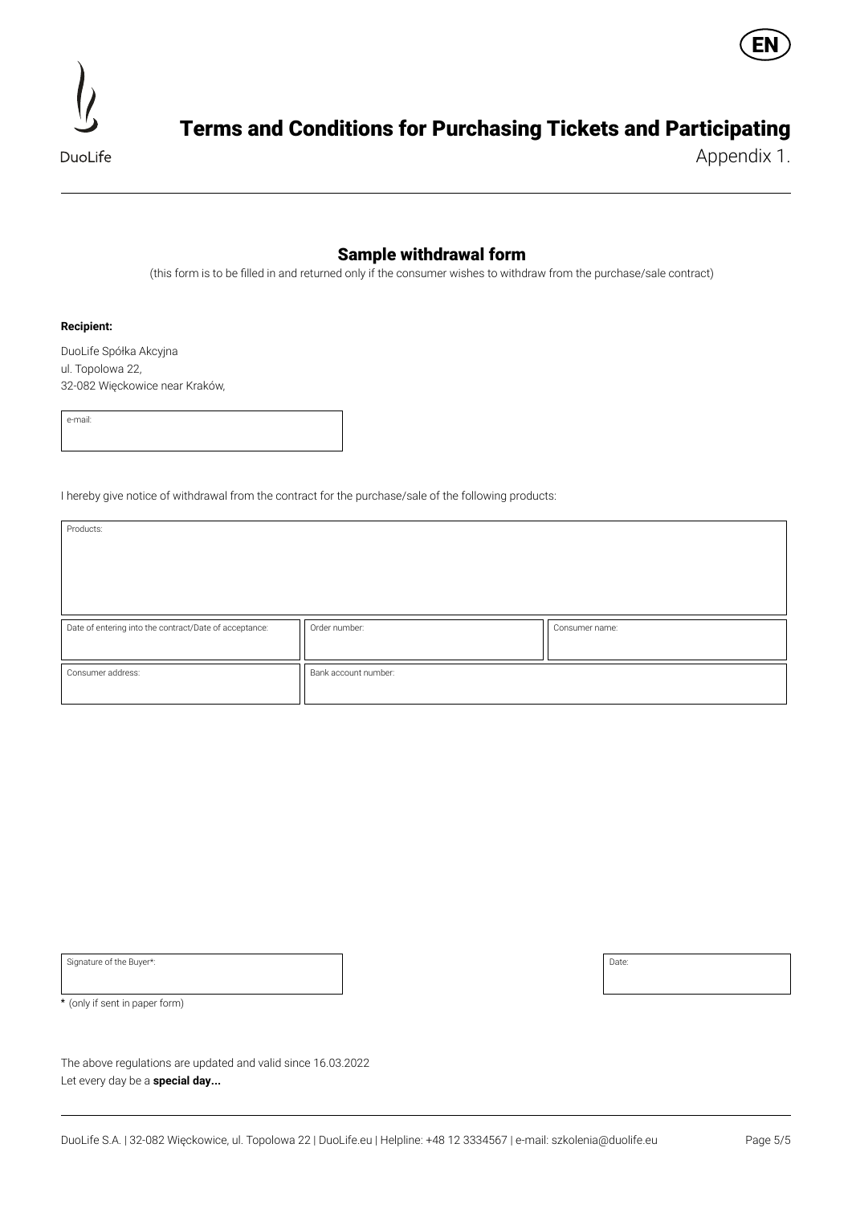# Terms and Conditions for Purchasing Tickets and Participating

Appendix 1.

## Sample withdrawal form

(this form is to be filled in and returned only if the consumer wishes to withdraw from the purchase/sale contract)

**Recipient:**

DuoLife Spółka Akcyjna
ul. Topolowa 22,
32-082 Więckowice near Kraków,

| e-mail: |
|---|
| |

I hereby give notice of withdrawal from the contract for the purchase/sale of the following products:

| Products: | | |
|---|---|---|
| | | |
| Date of entering into the contract/Date of acceptance: | Order number: | Consumer name: |
| Consumer address: | Bank account number: | |

| Signature of the Buyer*: | Date: |
|---|---|
| | |

**\*** (only if sent in paper form)

The above regulations are updated and valid since 16.03.2022
Let every day be a **special day...**